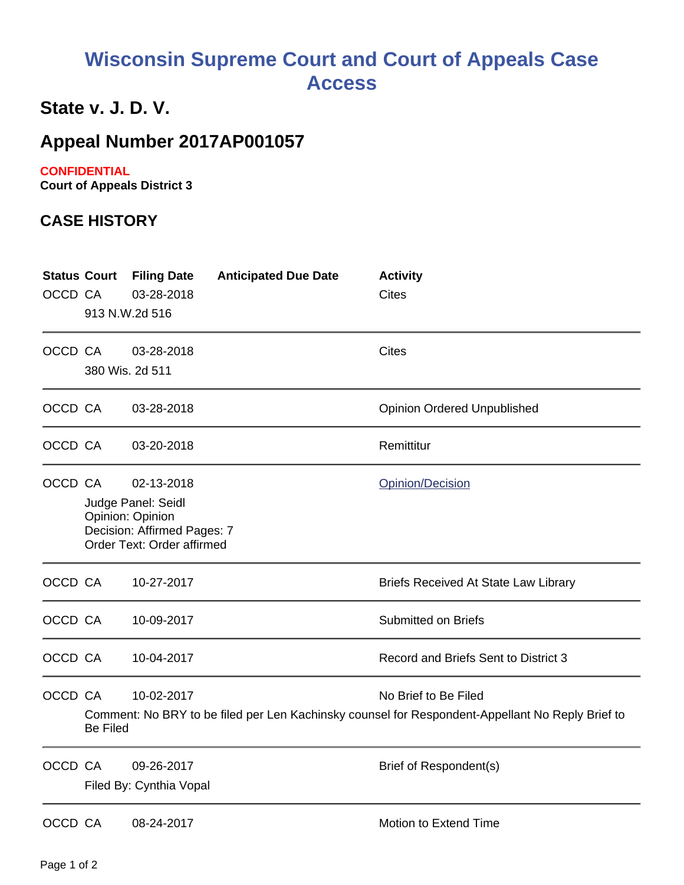# Wisconsin Supreme Court and Court of Appeals Case Access

## State v. J. D. V.

## Appeal Number 2017AP001057

**CONFIDENTIAL**
**Court of Appeals District 3**

## CASE HISTORY

| Status | Court | Filing Date | Anticipated Due Date | Activity |
|---|---|---|---|---|
| OCCD | CA | 03-28-2018 | | Cites |
| | 913 N.W.2d 516 | | | |
| OCCD | CA | 03-28-2018 | | Cites |
| | 380 Wis. 2d 511 | | | |
| OCCD | CA | 03-28-2018 | | Opinion Ordered Unpublished |
| OCCD | CA | 03-20-2018 | | Remittitur |
| OCCD | CA | 02-13-2018 | | Opinion/Decision |
| | Judge Panel: Seidl<br>Opinion: Opinion<br>Decision: Affirmed Pages: 7<br>Order Text: Order affirmed | | | |
| OCCD | CA | 10-27-2017 | | Briefs Received At State Law Library |
| OCCD | CA | 10-09-2017 | | Submitted on Briefs |
| OCCD | CA | 10-04-2017 | | Record and Briefs Sent to District 3 |
| OCCD | CA | 10-02-2017 | | No Brief to Be Filed |
| | Comment: No BRY to be filed per Len Kachinsky counsel for Respondent-Appellant No Reply Brief to Be Filed | | | |
| OCCD | CA | 09-26-2017 | | Brief of Respondent(s) |
| | Filed By: Cynthia Vopal | | | |
| OCCD | CA | 08-24-2017 | | Motion to Extend Time |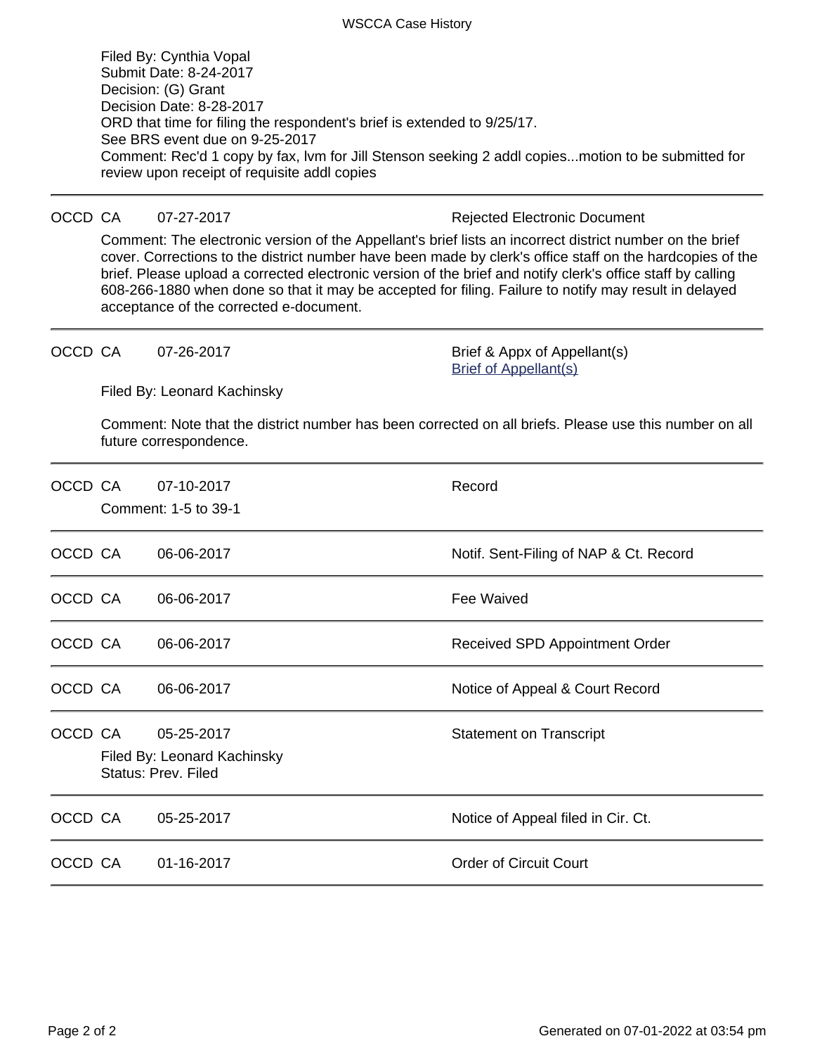Filed By: Cynthia Vopal
Submit Date: 8-24-2017
Decision: (G) Grant
Decision Date: 8-28-2017
ORD that time for filing the respondent's brief is extended to 9/25/17.
See BRS event due on 9-25-2017
Comment: Rec'd 1 copy by fax, lvm for Jill Stenson seeking 2 addl copies...motion to be submitted for review upon receipt of requisite addl copies

---

OCCD CA 07-27-2017 Rejected Electronic Document

Comment: The electronic version of the Appellant's brief lists an incorrect district number on the brief cover. Corrections to the district number have been made by clerk's office staff on the hardcopies of the brief. Please upload a corrected electronic version of the brief and notify clerk's office staff by calling 608-266-1880 when done so that it may be accepted for filing. Failure to notify may result in delayed acceptance of the corrected e-document.

---

OCCD CA 07-26-2017 Brief & Appx of Appellant(s)
Brief of Appellant(s)

Filed By: Leonard Kachinsky

Comment: Note that the district number has been corrected on all briefs. Please use this number on all future correspondence.

---

OCCD CA 07-10-2017 Record

Comment: 1-5 to 39-1

---

OCCD CA 06-06-2017 Notif. Sent-Filing of NAP & Ct. Record

---

OCCD CA 06-06-2017 Fee Waived

---

OCCD CA 06-06-2017 Received SPD Appointment Order

---

OCCD CA 06-06-2017 Notice of Appeal & Court Record

---

OCCD CA 05-25-2017 Statement on Transcript

Filed By: Leonard Kachinsky
Status: Prev. Filed

---

OCCD CA 05-25-2017 Notice of Appeal filed in Cir. Ct.

---

OCCD CA 01-16-2017 Order of Circuit Court

---